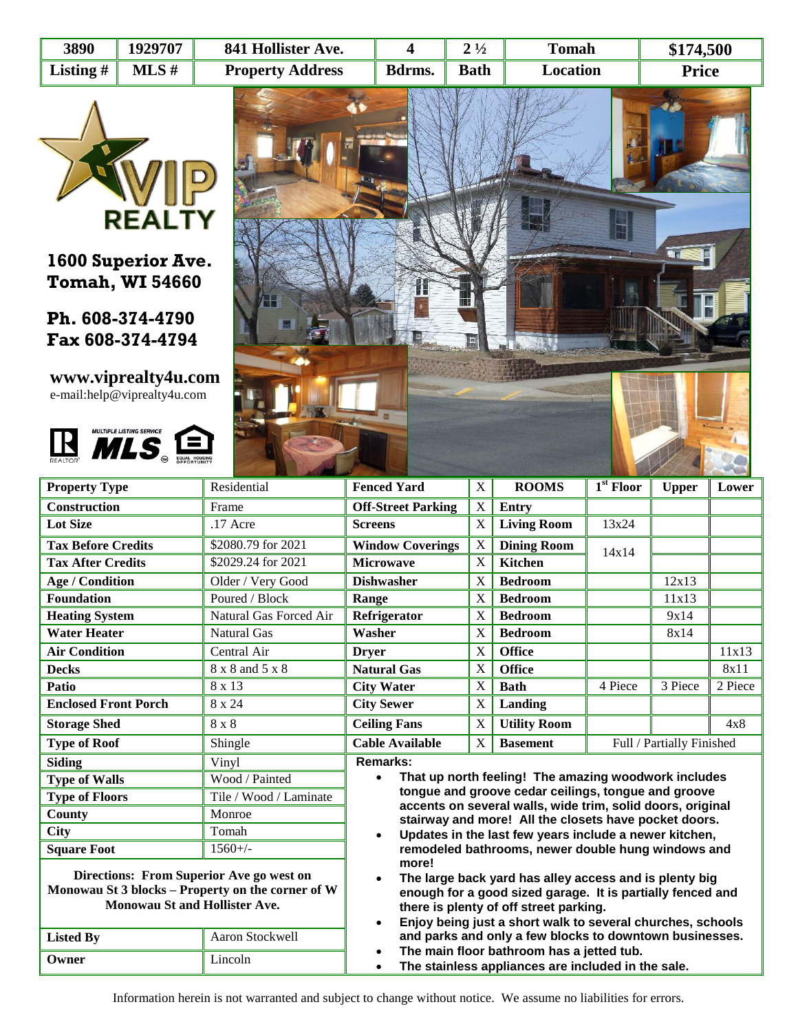| 3890 | 1929707 | 841 Hollister Ave. | 4 | 2 ½ | Tomah | $174,500 |
|---|---|---|---|---|---|---|
| **Listing #** | **MLS #** | **Property Address** | **Bdrms.** | **Bath** | **Location** | **Price** |

**VIP REALTY**

**1600 Superior Ave.**
**Tomah, WI 54660**

**Ph. 608-374-4790**
**Fax 608-374-4794**

**www.viprealty4u.com**
e-mail:help@viprealty4u.com

| **Property Type** | Residential | **Fenced Yard** | X | **ROOMS** | **1st Floor** | **Upper** | **Lower** |
|---|---|---|---|---|---|---|---|
| **Construction** | Frame | **Off-Street Parking** | X | **Entry** | | | |
| **Lot Size** | .17 Acre | **Screens** | X | **Living Room** | 13x24 | | |
| **Tax Before Credits** | $2080.79 for 2021 | **Window Coverings** | X | **Dining Room** | 14x14 | | |
| **Tax After Credits** | $2029.24 for 2021 | **Microwave** | X | **Kitchen** | | | |
| **Age / Condition** | Older / Very Good | **Dishwasher** | X | **Bedroom** | | 12x13 | |
| **Foundation** | Poured / Block | **Range** | X | **Bedroom** | | 11x13 | |
| **Heating System** | Natural Gas Forced Air | **Refrigerator** | X | **Bedroom** | | 9x14 | |
| **Water Heater** | Natural Gas | **Washer** | X | **Bedroom** | | 8x14 | |
| **Air Condition** | Central Air | **Dryer** | X | **Office** | | | 11x13 |
| **Decks** | 8 x 8 and 5 x 8 | **Natural Gas** | X | **Office** | | | 8x11 |
| **Patio** | 8 x 13 | **City Water** | X | **Bath** | 4 Piece | 3 Piece | 2 Piece |
| **Enclosed Front Porch** | 8 x 24 | **City Sewer** | X | **Landing** | | | |
| **Storage Shed** | 8 x 8 | **Ceiling Fans** | X | **Utility Room** | | | 4x8 |
| **Type of Roof** | Shingle | **Cable Available** | X | **Basement** | Full / Partially Finished | | |

| | |
|---|---|
| **Siding** | Vinyl |
| **Type of Walls** | Wood / Painted |
| **Type of Floors** | Tile / Wood / Laminate |
| **County** | Monroe |
| **City** | Tomah |
| **Square Foot** | 1560+/- |

**Directions: From Superior Ave go west on Monowau St 3 blocks – Property on the corner of W Monowau St and Hollister Ave.**

| | |
|---|---|
| **Listed By** | Aaron Stockwell |
| **Owner** | Lincoln |

**Remarks:**

- **That up north feeling! The amazing woodwork includes tongue and groove cedar ceilings, tongue and groove accents on several walls, wide trim, solid doors, original stairway and more! All the closets have pocket doors.**
- **Updates in the last few years include a newer kitchen, remodeled bathrooms, newer double hung windows and more!**
- **The large back yard has alley access and is plenty big enough for a good sized garage. It is partially fenced and there is plenty of off street parking.**
- **Enjoy being just a short walk to several churches, schools and parks and only a few blocks to downtown businesses.**
- **The main floor bathroom has a jetted tub.**
- **The stainless appliances are included in the sale.**

Information herein is not warranted and subject to change without notice. We assume no liabilities for errors.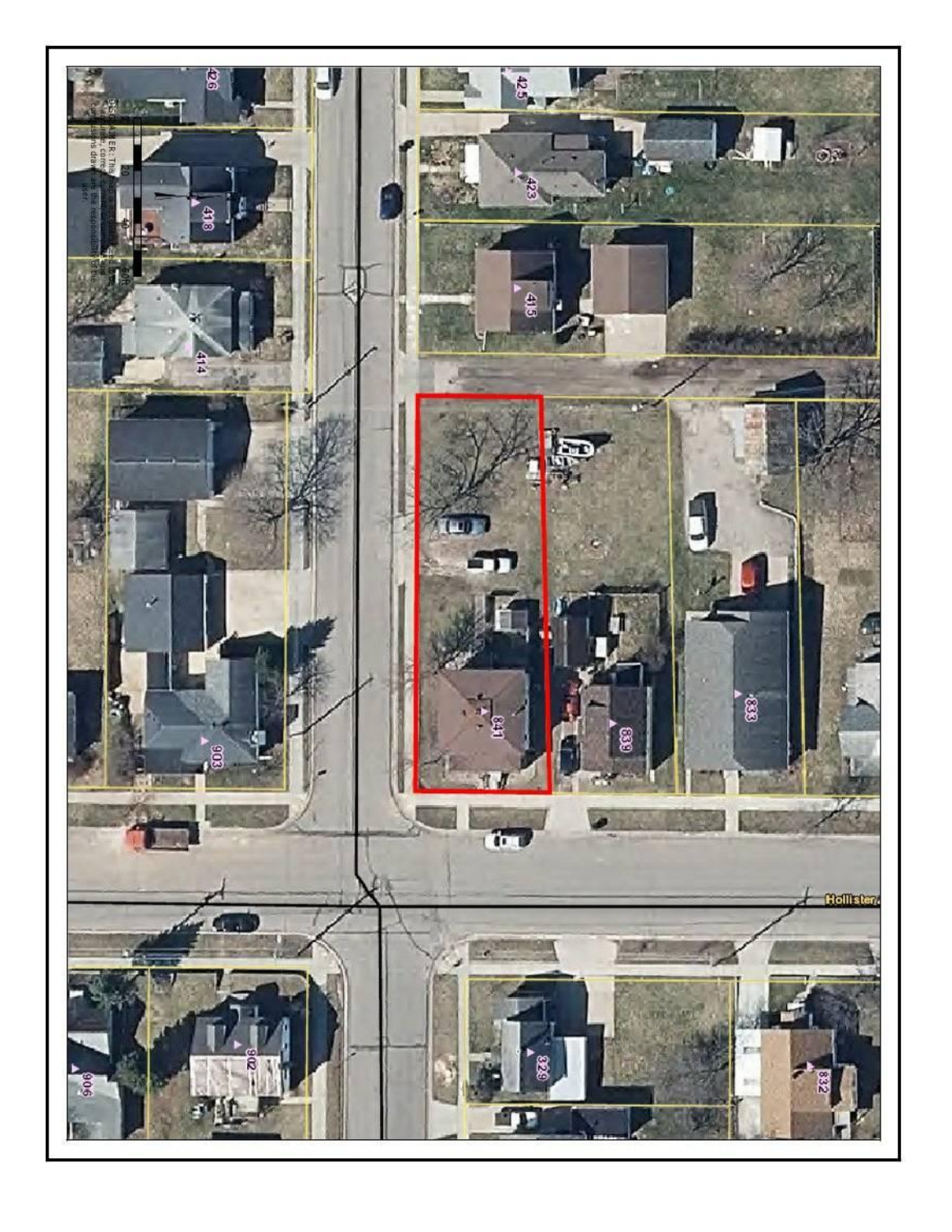426

425

418

423

415

414

841

839

833

903

Hollister

902

829

832

906